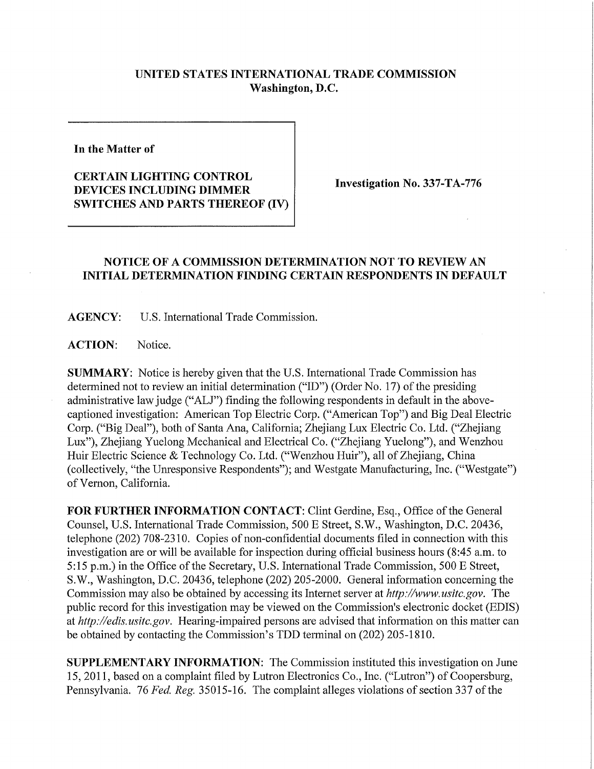**UNITED STATES INTERNATIONAL TRADE COMMISSION**
**Washington, D.C.**

**In the Matter of**

**CERTAIN LIGHTING CONTROL DEVICES INCLUDING DIMMER SWITCHES AND PARTS THEREOF (IV)**

**Investigation No. 337-TA-776**

**NOTICE OF A COMMISSION DETERMINATION NOT TO REVIEW AN INITIAL DETERMINATION FINDING CERTAIN RESPONDENTS IN DEFAULT**

**AGENCY:** U.S. International Trade Commission.

**ACTION:** Notice.

**SUMMARY:** Notice is hereby given that the U.S. International Trade Commission has determined not to review an initial determination ("ID") (Order No. 17) of the presiding administrative law judge ("ALJ") finding the following respondents in default in the above-captioned investigation: American Top Electric Corp. ("American Top") and Big Deal Electric Corp. ("Big Deal"), both of Santa Ana, California; Zhejiang Lux Electric Co. Ltd. ("Zhejiang Lux"), Zhejiang Yuelong Mechanical and Electrical Co. ("Zhejiang Yuelong"), and Wenzhou Huir Electric Science & Technology Co. Ltd. ("Wenzhou Huir"), all of Zhejiang, China (collectively, "the Unresponsive Respondents"); and Westgate Manufacturing, Inc. ("Westgate") of Vernon, California.

**FOR FURTHER INFORMATION CONTACT:** Clint Gerdine, Esq., Office of the General Counsel, U.S. International Trade Commission, 500 E Street, S.W., Washington, D.C. 20436, telephone (202) 708-2310. Copies of non-confidential documents filed in connection with this investigation are or will be available for inspection during official business hours (8:45 a.m. to 5:15 p.m.) in the Office of the Secretary, U.S. International Trade Commission, 500 E Street, S.W., Washington, D.C. 20436, telephone (202) 205-2000. General information concerning the Commission may also be obtained by accessing its Internet server at *http://www.usitc.gov*. The public record for this investigation may be viewed on the Commission's electronic docket (EDIS) at *http://edis.usitc.gov*. Hearing-impaired persons are advised that information on this matter can be obtained by contacting the Commission's TDD terminal on (202) 205-1810.

**SUPPLEMENTARY INFORMATION:** The Commission instituted this investigation on June 15, 2011, based on a complaint filed by Lutron Electronics Co., Inc. ("Lutron") of Coopersburg, Pennsylvania. 76 *Fed. Reg.* 35015-16. The complaint alleges violations of section 337 of the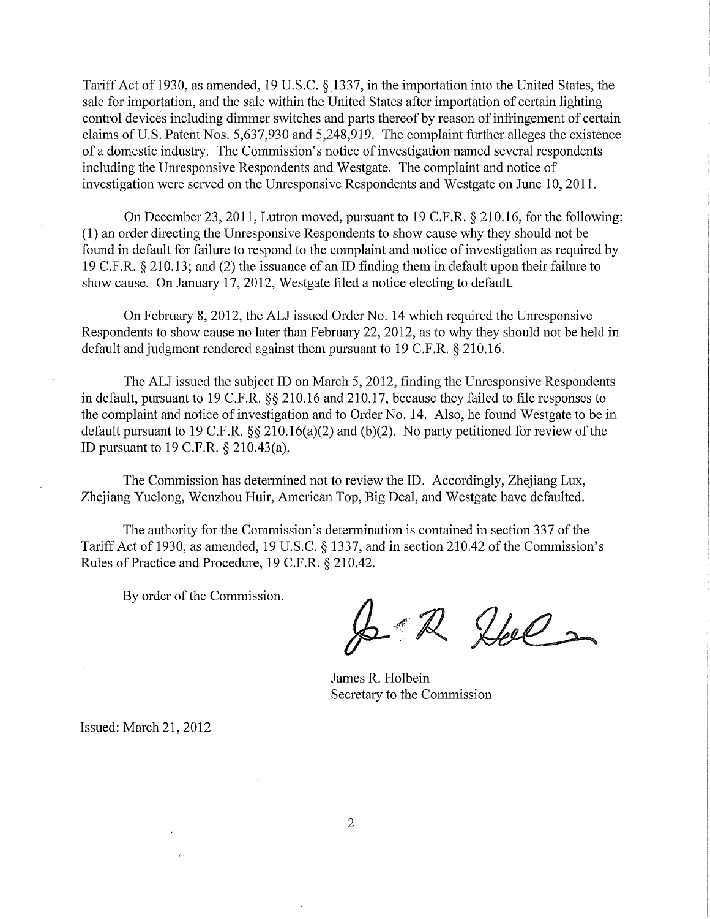Tariff Act of 1930, as amended, 19 U.S.C. § 1337, in the importation into the United States, the sale for importation, and the sale within the United States after importation of certain lighting control devices including dimmer switches and parts thereof by reason of infringement of certain claims of U.S. Patent Nos. 5,637,930 and 5,248,919. The complaint further alleges the existence of a domestic industry. The Commission's notice of investigation named several respondents including the Unresponsive Respondents and Westgate. The complaint and notice of investigation were served on the Unresponsive Respondents and Westgate on June 10, 2011.

On December 23, 2011, Lutron moved, pursuant to 19 C.F.R. § 210.16, for the following: (1) an order directing the Unresponsive Respondents to show cause why they should not be found in default for failure to respond to the complaint and notice of investigation as required by 19 C.F.R. § 210.13; and (2) the issuance of an ID finding them in default upon their failure to show cause. On January 17, 2012, Westgate filed a notice electing to default.

On February 8, 2012, the ALJ issued Order No. 14 which required the Unresponsive Respondents to show cause no later than February 22, 2012, as to why they should not be held in default and judgment rendered against them pursuant to 19 C.F.R. § 210.16.

The ALJ issued the subject ID on March 5, 2012, finding the Unresponsive Respondents in default, pursuant to 19 C.F.R. §§ 210.16 and 210.17, because they failed to file responses to the complaint and notice of investigation and to Order No. 14. Also, he found Westgate to be in default pursuant to 19 C.F.R. §§ 210.16(a)(2) and (b)(2). No party petitioned for review of the ID pursuant to 19 C.F.R. § 210.43(a).

The Commission has determined not to review the ID. Accordingly, Zhejiang Lux, Zhejiang Yuelong, Wenzhou Huir, American Top, Big Deal, and Westgate have defaulted.

The authority for the Commission's determination is contained in section 337 of the Tariff Act of 1930, as amended, 19 U.S.C. § 1337, and in section 210.42 of the Commission's Rules of Practice and Procedure, 19 C.F.R. § 210.42.

By order of the Commission.

James R. Holbein
Secretary to the Commission

Issued: March 21, 2012